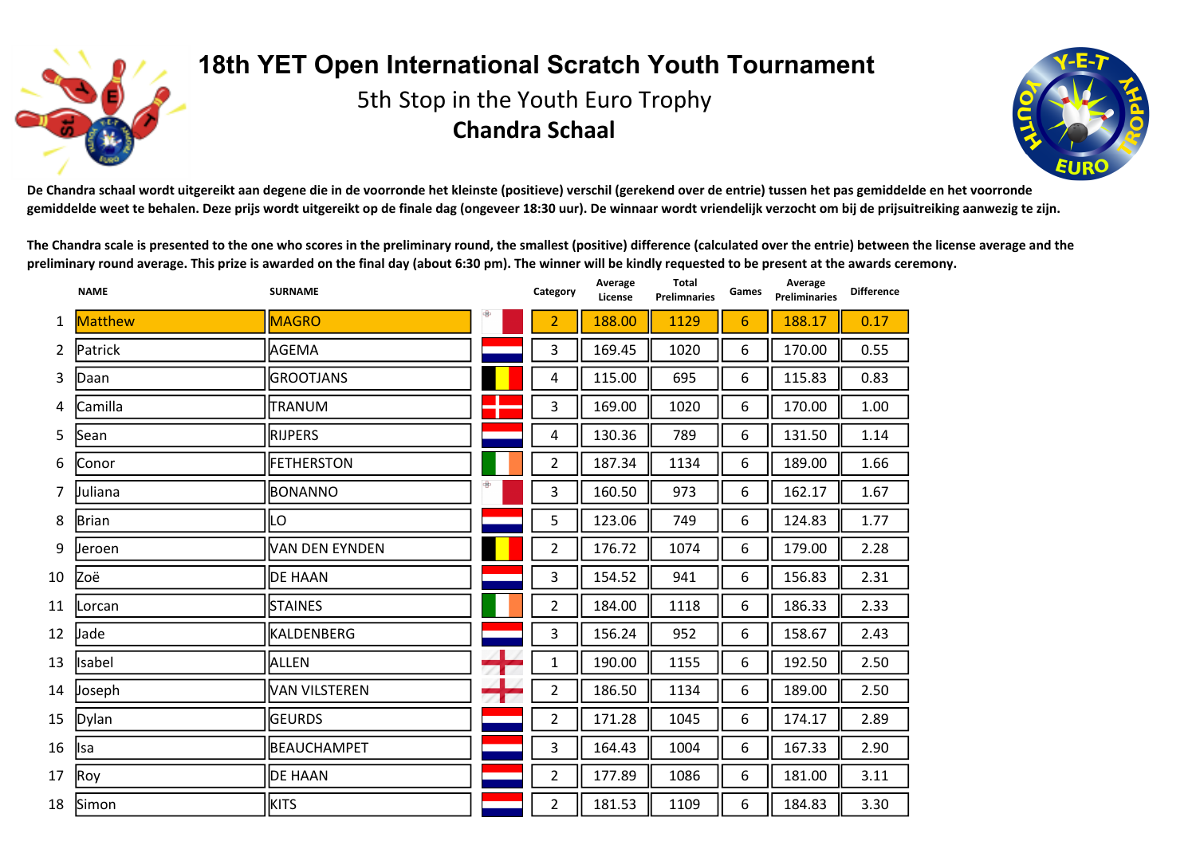# 18th YET Open International Scratch Youth Tournament

## 5th Stop in the Youth Euro Trophy

## Chandra Schaal

**De Chandra schaal wordt uitgereikt aan degene die in de voorronde het kleinste (positieve) verschil (gerekend over de entrie) tussen het pas gemiddelde en het voorronde gemiddelde weet te behalen. Deze prijs wordt uitgereikt op de finale dag (ongeveer 18:30 uur). De winnaar wordt vriendelijk verzocht om bij de prijsuitreiking aanwezig te zijn.**

**The Chandra scale is presented to the one who scores in the preliminary round, the smallest (positive) difference (calculated over the entrie) between the license average and the preliminary round average. This prize is awarded on the final day (about 6:30 pm). The winner will be kindly requested to be present at the awards ceremony.**

| | NAME | SURNAME | | Category | Average License | Total Prelimnaries | Games | Average Preliminaries | Difference |
|---|---|---|---|---|---|---|---|---|---|
| 1 | Matthew | MAGRO | | 2 | 188.00 | 1129 | 6 | 188.17 | 0.17 |
| 2 | Patrick | AGEMA | | 3 | 169.45 | 1020 | 6 | 170.00 | 0.55 |
| 3 | Daan | GROOTJANS | | 4 | 115.00 | 695 | 6 | 115.83 | 0.83 |
| 4 | Camilla | TRANUM | | 3 | 169.00 | 1020 | 6 | 170.00 | 1.00 |
| 5 | Sean | RIJPERS | | 4 | 130.36 | 789 | 6 | 131.50 | 1.14 |
| 6 | Conor | FETHERSTON | | 2 | 187.34 | 1134 | 6 | 189.00 | 1.66 |
| 7 | Juliana | BONANNO | | 3 | 160.50 | 973 | 6 | 162.17 | 1.67 |
| 8 | Brian | LO | | 5 | 123.06 | 749 | 6 | 124.83 | 1.77 |
| 9 | Jeroen | VAN DEN EYNDEN | | 2 | 176.72 | 1074 | 6 | 179.00 | 2.28 |
| 10 | Zoë | DE HAAN | | 3 | 154.52 | 941 | 6 | 156.83 | 2.31 |
| 11 | Lorcan | STAINES | | 2 | 184.00 | 1118 | 6 | 186.33 | 2.33 |
| 12 | Jade | KALDENBERG | | 3 | 156.24 | 952 | 6 | 158.67 | 2.43 |
| 13 | Isabel | ALLEN | | 1 | 190.00 | 1155 | 6 | 192.50 | 2.50 |
| 14 | Joseph | VAN VILSTEREN | | 2 | 186.50 | 1134 | 6 | 189.00 | 2.50 |
| 15 | Dylan | GEURDS | | 2 | 171.28 | 1045 | 6 | 174.17 | 2.89 |
| 16 | Isa | BEAUCHAMPET | | 3 | 164.43 | 1004 | 6 | 167.33 | 2.90 |
| 17 | Roy | DE HAAN | | 2 | 177.89 | 1086 | 6 | 181.00 | 3.11 |
| 18 | Simon | KITS | | 2 | 181.53 | 1109 | 6 | 184.83 | 3.30 |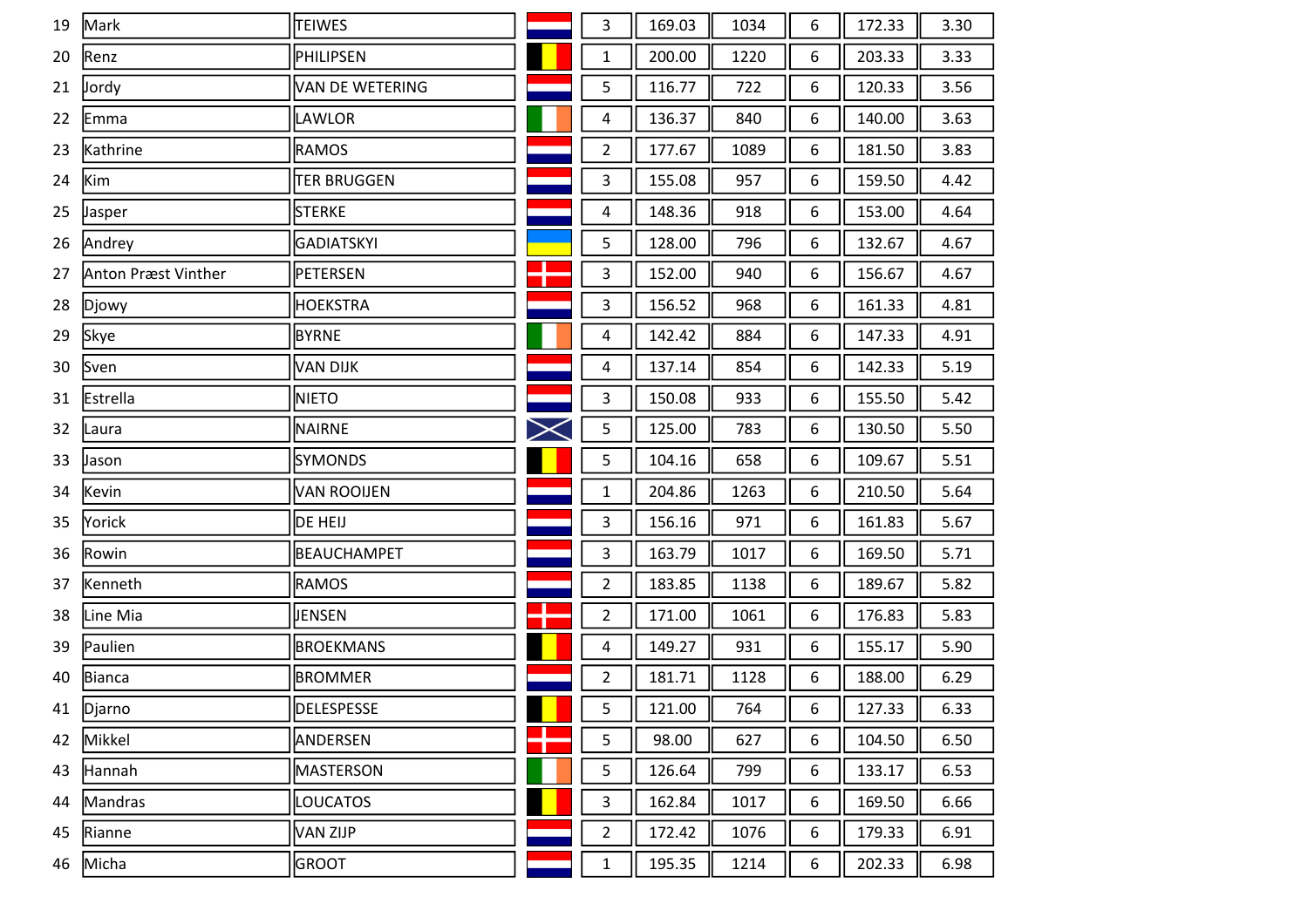| | | | | | | | | | |
|---|---|---|---|---|---|---|---|---|---|
| 19 | Mark | TEIWES | | 3 | 169.03 | 1034 | 6 | 172.33 | 3.30 |
| 20 | Renz | PHILIPSEN | | 1 | 200.00 | 1220 | 6 | 203.33 | 3.33 |
| 21 | Jordy | VAN DE WETERING | | 5 | 116.77 | 722 | 6 | 120.33 | 3.56 |
| 22 | Emma | LAWLOR | | 4 | 136.37 | 840 | 6 | 140.00 | 3.63 |
| 23 | Kathrine | RAMOS | | 2 | 177.67 | 1089 | 6 | 181.50 | 3.83 |
| 24 | Kim | TER BRUGGEN | | 3 | 155.08 | 957 | 6 | 159.50 | 4.42 |
| 25 | Jasper | STERKE | | 4 | 148.36 | 918 | 6 | 153.00 | 4.64 |
| 26 | Andrey | GADIATSKYI | | 5 | 128.00 | 796 | 6 | 132.67 | 4.67 |
| 27 | Anton Præst Vinther | PETERSEN | | 3 | 152.00 | 940 | 6 | 156.67 | 4.67 |
| 28 | Djowy | HOEKSTRA | | 3 | 156.52 | 968 | 6 | 161.33 | 4.81 |
| 29 | Skye | BYRNE | | 4 | 142.42 | 884 | 6 | 147.33 | 4.91 |
| 30 | Sven | VAN DIJK | | 4 | 137.14 | 854 | 6 | 142.33 | 5.19 |
| 31 | Estrella | NIETO | | 3 | 150.08 | 933 | 6 | 155.50 | 5.42 |
| 32 | Laura | NAIRNE | | 5 | 125.00 | 783 | 6 | 130.50 | 5.50 |
| 33 | Jason | SYMONDS | | 5 | 104.16 | 658 | 6 | 109.67 | 5.51 |
| 34 | Kevin | VAN ROOIJEN | | 1 | 204.86 | 1263 | 6 | 210.50 | 5.64 |
| 35 | Yorick | DE HEIJ | | 3 | 156.16 | 971 | 6 | 161.83 | 5.67 |
| 36 | Rowin | BEAUCHAMPET | | 3 | 163.79 | 1017 | 6 | 169.50 | 5.71 |
| 37 | Kenneth | RAMOS | | 2 | 183.85 | 1138 | 6 | 189.67 | 5.82 |
| 38 | Line Mia | JENSEN | | 2 | 171.00 | 1061 | 6 | 176.83 | 5.83 |
| 39 | Paulien | BROEKMANS | | 4 | 149.27 | 931 | 6 | 155.17 | 5.90 |
| 40 | Bianca | BROMMER | | 2 | 181.71 | 1128 | 6 | 188.00 | 6.29 |
| 41 | Djarno | DELESPESSE | | 5 | 121.00 | 764 | 6 | 127.33 | 6.33 |
| 42 | Mikkel | ANDERSEN | | 5 | 98.00 | 627 | 6 | 104.50 | 6.50 |
| 43 | Hannah | MASTERSON | | 5 | 126.64 | 799 | 6 | 133.17 | 6.53 |
| 44 | Mandras | LOUCATOS | | 3 | 162.84 | 1017 | 6 | 169.50 | 6.66 |
| 45 | Rianne | VAN ZIJP | | 2 | 172.42 | 1076 | 6 | 179.33 | 6.91 |
| 46 | Micha | GROOT | | 1 | 195.35 | 1214 | 6 | 202.33 | 6.98 |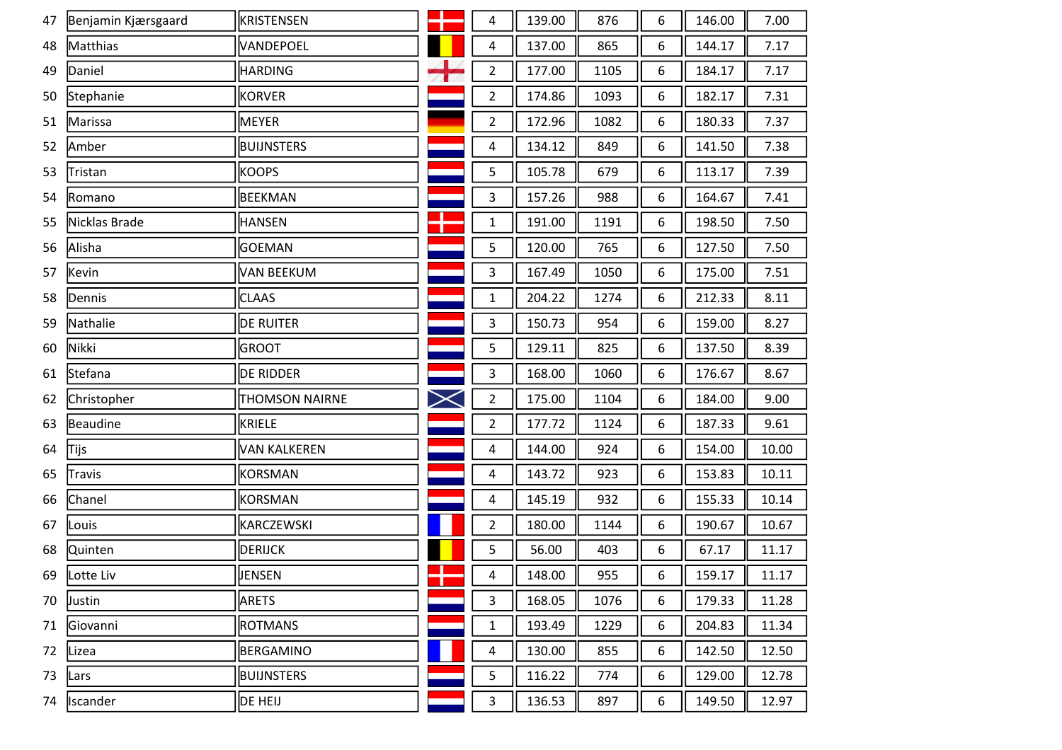| | | | | | | | | | |
|---|---|---|---|---|---|---|---|---|---|
| 47 | Benjamin Kjærsgaard | KRISTENSEN | | 4 | 139.00 | 876 | 6 | 146.00 | 7.00 |
| 48 | Matthias | VANDEPOEL | | 4 | 137.00 | 865 | 6 | 144.17 | 7.17 |
| 49 | Daniel | HARDING | | 2 | 177.00 | 1105 | 6 | 184.17 | 7.17 |
| 50 | Stephanie | KORVER | | 2 | 174.86 | 1093 | 6 | 182.17 | 7.31 |
| 51 | Marissa | MEYER | | 2 | 172.96 | 1082 | 6 | 180.33 | 7.37 |
| 52 | Amber | BUIJNSTERS | | 4 | 134.12 | 849 | 6 | 141.50 | 7.38 |
| 53 | Tristan | KOOPS | | 5 | 105.78 | 679 | 6 | 113.17 | 7.39 |
| 54 | Romano | BEEKMAN | | 3 | 157.26 | 988 | 6 | 164.67 | 7.41 |
| 55 | Nicklas Brade | HANSEN | | 1 | 191.00 | 1191 | 6 | 198.50 | 7.50 |
| 56 | Alisha | GOEMAN | | 5 | 120.00 | 765 | 6 | 127.50 | 7.50 |
| 57 | Kevin | VAN BEEKUM | | 3 | 167.49 | 1050 | 6 | 175.00 | 7.51 |
| 58 | Dennis | CLAAS | | 1 | 204.22 | 1274 | 6 | 212.33 | 8.11 |
| 59 | Nathalie | DE RUITER | | 3 | 150.73 | 954 | 6 | 159.00 | 8.27 |
| 60 | Nikki | GROOT | | 5 | 129.11 | 825 | 6 | 137.50 | 8.39 |
| 61 | Stefana | DE RIDDER | | 3 | 168.00 | 1060 | 6 | 176.67 | 8.67 |
| 62 | Christopher | THOMSON NAIRNE | | 2 | 175.00 | 1104 | 6 | 184.00 | 9.00 |
| 63 | Beaudine | KRIELE | | 2 | 177.72 | 1124 | 6 | 187.33 | 9.61 |
| 64 | Tijs | VAN KALKEREN | | 4 | 144.00 | 924 | 6 | 154.00 | 10.00 |
| 65 | Travis | KORSMAN | | 4 | 143.72 | 923 | 6 | 153.83 | 10.11 |
| 66 | Chanel | KORSMAN | | 4 | 145.19 | 932 | 6 | 155.33 | 10.14 |
| 67 | Louis | KARCZEWSKI | | 2 | 180.00 | 1144 | 6 | 190.67 | 10.67 |
| 68 | Quinten | DERIJCK | | 5 | 56.00 | 403 | 6 | 67.17 | 11.17 |
| 69 | Lotte Liv | JENSEN | | 4 | 148.00 | 955 | 6 | 159.17 | 11.17 |
| 70 | Justin | ARETS | | 3 | 168.05 | 1076 | 6 | 179.33 | 11.28 |
| 71 | Giovanni | ROTMANS | | 1 | 193.49 | 1229 | 6 | 204.83 | 11.34 |
| 72 | Lizea | BERGAMINO | | 4 | 130.00 | 855 | 6 | 142.50 | 12.50 |
| 73 | Lars | BUIJNSTERS | | 5 | 116.22 | 774 | 6 | 129.00 | 12.78 |
| 74 | Iscander | DE HEIJ | | 3 | 136.53 | 897 | 6 | 149.50 | 12.97 |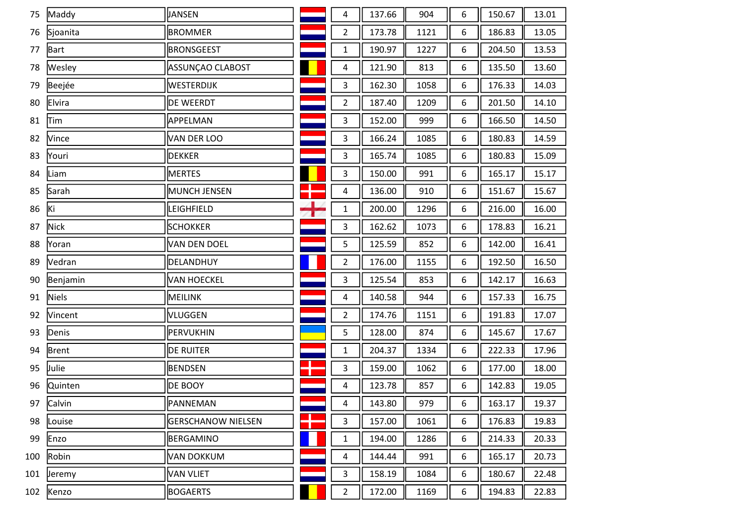| | | | | | | | | | |
|---|---|---|---|---|---|---|---|---|---|
| 75 | Maddy | JANSEN | | 4 | 137.66 | 904 | 6 | 150.67 | 13.01 |
| 76 | Sjoanita | BROMMER | | 2 | 173.78 | 1121 | 6 | 186.83 | 13.05 |
| 77 | Bart | BRONSGEEST | | 1 | 190.97 | 1227 | 6 | 204.50 | 13.53 |
| 78 | Wesley | ASSUNÇAO CLABOST | | 4 | 121.90 | 813 | 6 | 135.50 | 13.60 |
| 79 | Beejée | WESTERDIJK | | 3 | 162.30 | 1058 | 6 | 176.33 | 14.03 |
| 80 | Elvira | DE WEERDT | | 2 | 187.40 | 1209 | 6 | 201.50 | 14.10 |
| 81 | Tim | APPELMAN | | 3 | 152.00 | 999 | 6 | 166.50 | 14.50 |
| 82 | Vince | VAN DER LOO | | 3 | 166.24 | 1085 | 6 | 180.83 | 14.59 |
| 83 | Youri | DEKKER | | 3 | 165.74 | 1085 | 6 | 180.83 | 15.09 |
| 84 | Liam | MERTES | | 3 | 150.00 | 991 | 6 | 165.17 | 15.17 |
| 85 | Sarah | MUNCH JENSEN | | 4 | 136.00 | 910 | 6 | 151.67 | 15.67 |
| 86 | Ki | LEIGHFIELD | | 1 | 200.00 | 1296 | 6 | 216.00 | 16.00 |
| 87 | Nick | SCHOKKER | | 3 | 162.62 | 1073 | 6 | 178.83 | 16.21 |
| 88 | Yoran | VAN DEN DOEL | | 5 | 125.59 | 852 | 6 | 142.00 | 16.41 |
| 89 | Vedran | DELANDHUY | | 2 | 176.00 | 1155 | 6 | 192.50 | 16.50 |
| 90 | Benjamin | VAN HOECKEL | | 3 | 125.54 | 853 | 6 | 142.17 | 16.63 |
| 91 | Niels | MEILINK | | 4 | 140.58 | 944 | 6 | 157.33 | 16.75 |
| 92 | Vincent | VLUGGEN | | 2 | 174.76 | 1151 | 6 | 191.83 | 17.07 |
| 93 | Denis | PERVUKHIN | | 5 | 128.00 | 874 | 6 | 145.67 | 17.67 |
| 94 | Brent | DE RUITER | | 1 | 204.37 | 1334 | 6 | 222.33 | 17.96 |
| 95 | Julie | BENDSEN | | 3 | 159.00 | 1062 | 6 | 177.00 | 18.00 |
| 96 | Quinten | DE BOOY | | 4 | 123.78 | 857 | 6 | 142.83 | 19.05 |
| 97 | Calvin | PANNEMAN | | 4 | 143.80 | 979 | 6 | 163.17 | 19.37 |
| 98 | Louise | GERSCHANOW NIELSEN | | 3 | 157.00 | 1061 | 6 | 176.83 | 19.83 |
| 99 | Enzo | BERGAMINO | | 1 | 194.00 | 1286 | 6 | 214.33 | 20.33 |
| 100 | Robin | VAN DOKKUM | | 4 | 144.44 | 991 | 6 | 165.17 | 20.73 |
| 101 | Jeremy | VAN VLIET | | 3 | 158.19 | 1084 | 6 | 180.67 | 22.48 |
| 102 | Kenzo | BOGAERTS | | 2 | 172.00 | 1169 | 6 | 194.83 | 22.83 |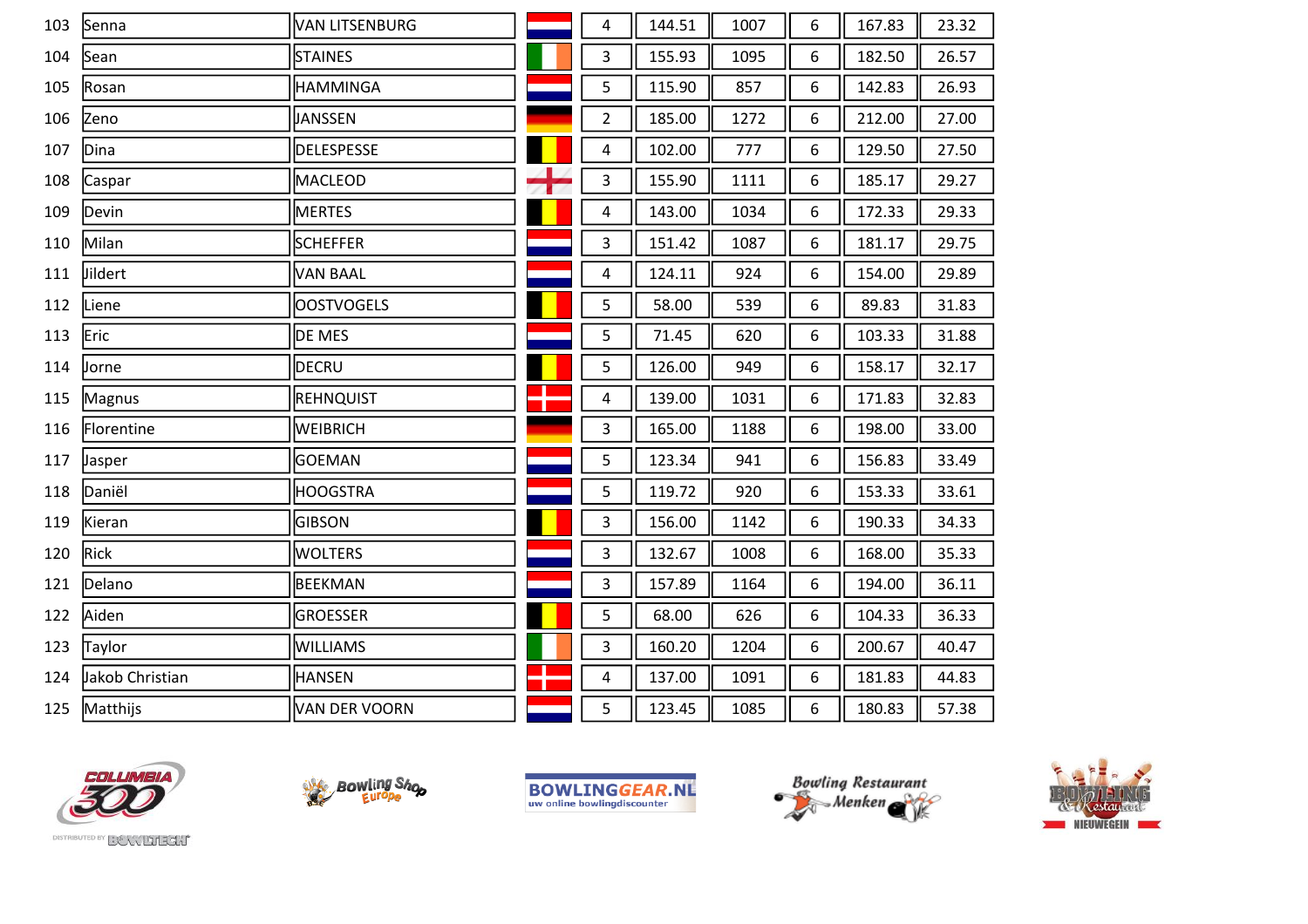| | | | | | | | | | |
|---|---|---|---|---|---|---|---|---|---|
| 103 | Senna | VAN LITSENBURG | | 4 | 144.51 | 1007 | 6 | 167.83 | 23.32 |
| 104 | Sean | STAINES | | 3 | 155.93 | 1095 | 6 | 182.50 | 26.57 |
| 105 | Rosan | HAMMINGA | | 5 | 115.90 | 857 | 6 | 142.83 | 26.93 |
| 106 | Zeno | JANSSEN | | 2 | 185.00 | 1272 | 6 | 212.00 | 27.00 |
| 107 | Dina | DELESPESSE | | 4 | 102.00 | 777 | 6 | 129.50 | 27.50 |
| 108 | Caspar | MACLEOD | | 3 | 155.90 | 1111 | 6 | 185.17 | 29.27 |
| 109 | Devin | MERTES | | 4 | 143.00 | 1034 | 6 | 172.33 | 29.33 |
| 110 | Milan | SCHEFFER | | 3 | 151.42 | 1087 | 6 | 181.17 | 29.75 |
| 111 | Jildert | VAN BAAL | | 4 | 124.11 | 924 | 6 | 154.00 | 29.89 |
| 112 | Liene | OOSTVOGELS | | 5 | 58.00 | 539 | 6 | 89.83 | 31.83 |
| 113 | Eric | DE MES | | 5 | 71.45 | 620 | 6 | 103.33 | 31.88 |
| 114 | Jorne | DECRU | | 5 | 126.00 | 949 | 6 | 158.17 | 32.17 |
| 115 | Magnus | REHNQUIST | | 4 | 139.00 | 1031 | 6 | 171.83 | 32.83 |
| 116 | Florentine | WEIBRICH | | 3 | 165.00 | 1188 | 6 | 198.00 | 33.00 |
| 117 | Jasper | GOEMAN | | 5 | 123.34 | 941 | 6 | 156.83 | 33.49 |
| 118 | Daniël | HOOGSTRA | | 5 | 119.72 | 920 | 6 | 153.33 | 33.61 |
| 119 | Kieran | GIBSON | | 3 | 156.00 | 1142 | 6 | 190.33 | 34.33 |
| 120 | Rick | WOLTERS | | 3 | 132.67 | 1008 | 6 | 168.00 | 35.33 |
| 121 | Delano | BEEKMAN | | 3 | 157.89 | 1164 | 6 | 194.00 | 36.11 |
| 122 | Aiden | GROESSER | | 5 | 68.00 | 626 | 6 | 104.33 | 36.33 |
| 123 | Taylor | WILLIAMS | | 3 | 160.20 | 1204 | 6 | 200.67 | 40.47 |
| 124 | Jakob Christian | HANSEN | | 4 | 137.00 | 1091 | 6 | 181.83 | 44.83 |
| 125 | Matthijs | VAN DER VOORN | | 5 | 123.45 | 1085 | 6 | 180.83 | 57.38 |